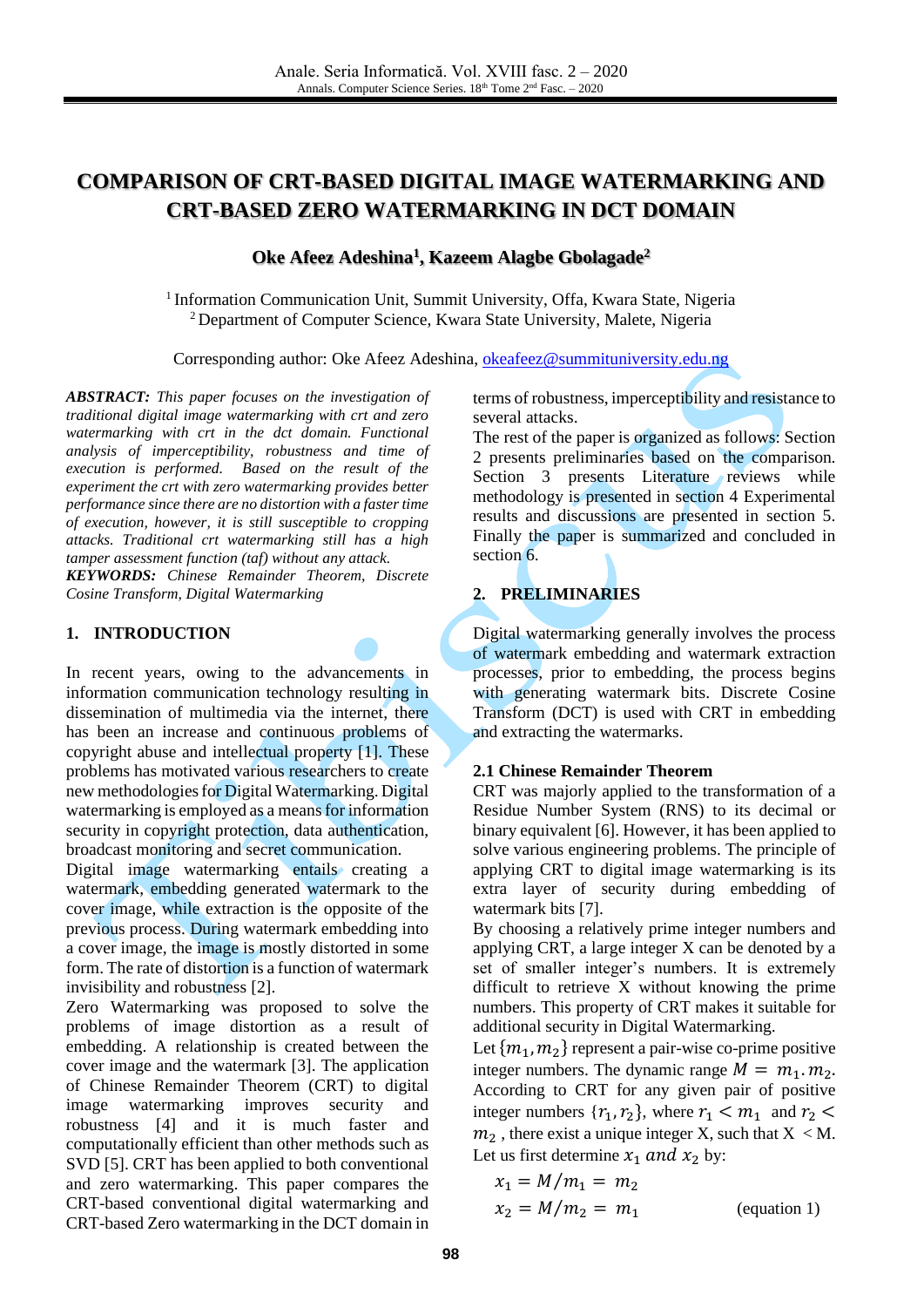# COMPARISON OF CRT-BASED DIGITAL IMAGE WATERMARKING AND CRT-BASED ZERO WATERMARKING IN DCT DOMAIN

**Oke Afeez Adeshina[1], Kazeem Alagbe Gbolagade[2]**

[1] Information Communication Unit, Summit University, Offa, Kwara State, Nigeria
[2] Department of Computer Science, Kwara State University, Malete, Nigeria

Corresponding author: Oke Afeez Adeshina, okeafeez@summituniversity.edu.ng

***ABSTRACT:*** *This paper focuses on the investigation of traditional digital image watermarking with crt and zero watermarking with crt in the dct domain. Functional analysis of imperceptibility, robustness and time of execution is performed. Based on the result of the experiment the crt with zero watermarking provides better performance since there are no distortion with a faster time of execution, however, it is still susceptible to cropping attacks. Traditional crt watermarking still has a high tamper assessment function (taf) without any attack.*

***KEYWORDS:*** *Chinese Remainder Theorem, Discrete Cosine Transform, Digital Watermarking*

## 1. INTRODUCTION

In recent years, owing to the advancements in information communication technology resulting in dissemination of multimedia via the internet, there has been an increase and continuous problems of copyright abuse and intellectual property [1]. These problems has motivated various researchers to create new methodologies for Digital Watermarking. Digital watermarking is employed as a means for information security in copyright protection, data authentication, broadcast monitoring and secret communication.

Digital image watermarking entails creating a watermark, embedding generated watermark to the cover image, while extraction is the opposite of the previous process. During watermark embedding into a cover image, the image is mostly distorted in some form. The rate of distortion is a function of watermark invisibility and robustness [2].

Zero Watermarking was proposed to solve the problems of image distortion as a result of embedding. A relationship is created between the cover image and the watermark [3]. The application of Chinese Remainder Theorem (CRT) to digital image watermarking improves security and robustness [4] and it is much faster and computationally efficient than other methods such as SVD [5]. CRT has been applied to both conventional and zero watermarking. This paper compares the CRT-based conventional digital watermarking and CRT-based Zero watermarking in the DCT domain in terms of robustness, imperceptibility and resistance to several attacks.

The rest of the paper is organized as follows: Section 2 presents preliminaries based on the comparison. Section 3 presents Literature reviews while methodology is presented in section 4 Experimental results and discussions are presented in section 5. Finally the paper is summarized and concluded in section 6.

## 2. PRELIMINARIES

Digital watermarking generally involves the process of watermark embedding and watermark extraction processes, prior to embedding, the process begins with generating watermark bits. Discrete Cosine Transform (DCT) is used with CRT in embedding and extracting the watermarks.

### 2.1 Chinese Remainder Theorem

CRT was majorly applied to the transformation of a Residue Number System (RNS) to its decimal or binary equivalent [6]. However, it has been applied to solve various engineering problems. The principle of applying CRT to digital image watermarking is its extra layer of security during embedding of watermark bits [7].

By choosing a relatively prime integer numbers and applying CRT, a large integer X can be denoted by a set of smaller integer's numbers. It is extremely difficult to retrieve X without knowing the prime numbers. This property of CRT makes it suitable for additional security in Digital Watermarking.

Let $\{m_1, m_2\}$ represent a pair-wise co-prime positive integer numbers. The dynamic range $M = m_1.m_2$. According to CRT for any given pair of positive integer numbers $\{r_1, r_2\}$, where $r_1 < m_1$ and $r_2 < m_2$ , there exist a unique integer X, such that X < M. Let us first determine $x_1$ $and$ $x_2$ by:

$$x_1 = M/m_1 = m_2$$
$$x_2 = M/m_2 = m_1 \qquad \text{(equation 1)}$$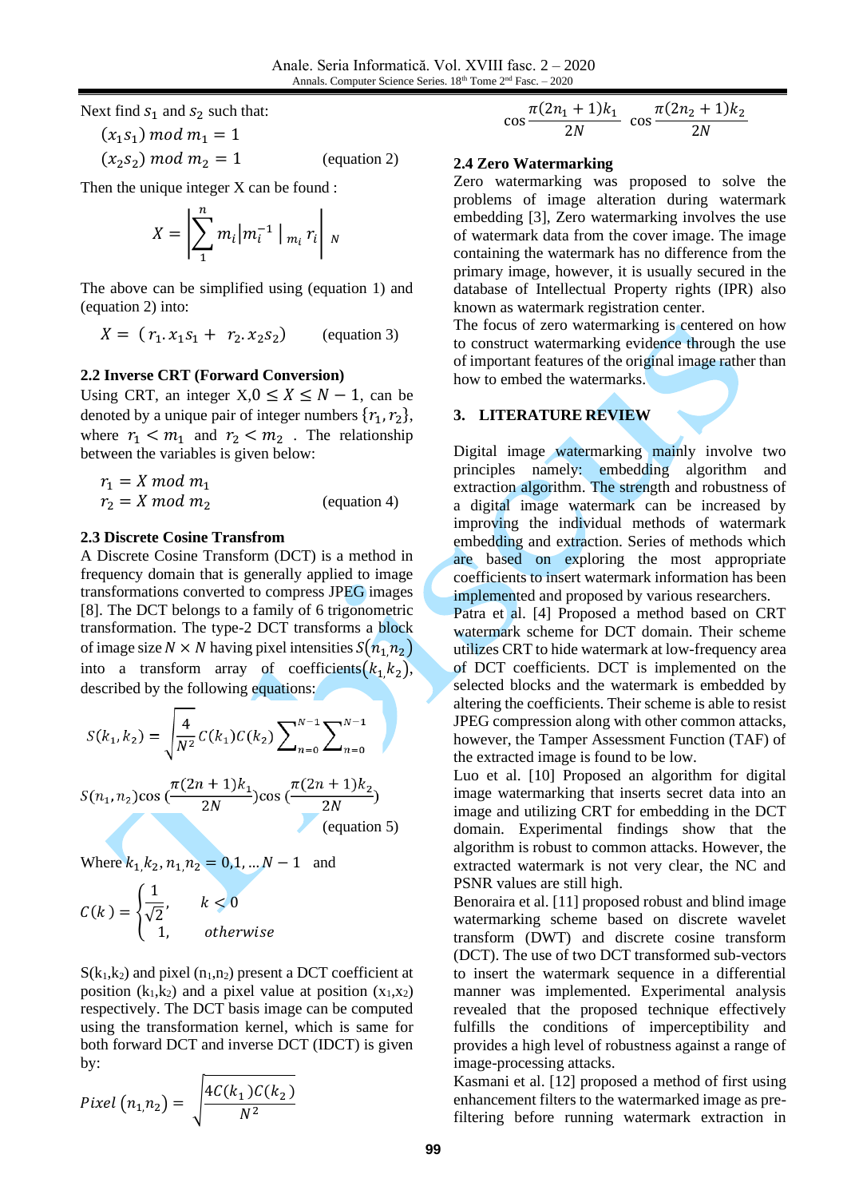Next find $s_1$ and $s_2$ such that:

$$(x_1 s_1) \bmod m_1 = 1$$
$$(x_2 s_2) \bmod m_2 = 1 \qquad \text{(equation 2)}$$

Then the unique integer X can be found :

$$X = \left| \sum_{1}^{n} m_i \left| m_i^{-1} \right|_{m_i} r_i \right|_N$$

The above can be simplified using (equation 1) and (equation 2) into:

$$X = (r_1 . x_1 s_1 + r_2 . x_2 s_2) \qquad \text{(equation 3)}$$

### 2.2 Inverse CRT (Forward Conversion)

Using CRT, an integer X,$0 \leq X \leq N - 1$, can be denoted by a unique pair of integer numbers $\{r_1, r_2\}$, where $r_1 < m_1$ and $r_2 < m_2$ . The relationship between the variables is given below:

$$r_1 = X \bmod m_1$$
$$r_2 = X \bmod m_2 \qquad \text{(equation 4)}$$

### 2.3 Discrete Cosine Transfrom

A Discrete Cosine Transform (DCT) is a method in frequency domain that is generally applied to image transformations converted to compress JPEG images [8]. The DCT belongs to a family of 6 trigonometric transformation. The type-2 DCT transforms a block of image size $N \times N$ having pixel intensities $S(n_1, n_2)$ into a transform array of coefficients$(k_1, k_2)$, described by the following equations:

$$S(k_1, k_2) = \sqrt{\frac{4}{N^2}} C(k_1) C(k_2) \sum_{n=0}^{N-1} \sum_{n=0}^{N-1}$$

$$S(n_1, n_2) \cos\left(\frac{\pi(2n+1)k_1}{2N}\right) \cos\left(\frac{\pi(2n+1)k_2}{2N}\right)$$
(equation 5)

Where $k_1, k_2, n_1, n_2 = 0, 1, \ldots N - 1$ and

$$C(k) = \begin{cases} \frac{1}{\sqrt{2}}, & k < 0 \\ 1, & otherwise \end{cases}$$

S($k_1$,$k_2$) and pixel ($n_1$,$n_2$) present a DCT coefficient at position ($k_1$,$k_2$) and a pixel value at position ($x_1$,$x_2$) respectively. The DCT basis image can be computed using the transformation kernel, which is same for both forward DCT and inverse DCT (IDCT) is given by:

$$Pixel\,(n_1, n_2) = \sqrt{\frac{4C(k_1)C(k_2)}{N^2}} \cos\frac{\pi(2n_1+1)k_1}{2N} \cos\frac{\pi(2n_2+1)k_2}{2N}$$

### 2.4 Zero Watermarking

Zero watermarking was proposed to solve the problems of image alteration during watermark embedding [3], Zero watermarking involves the use of watermark data from the cover image. The image containing the watermark has no difference from the primary image, however, it is usually secured in the database of Intellectual Property rights (IPR) also known as watermark registration center.

The focus of zero watermarking is centered on how to construct watermarking evidence through the use of important features of the original image rather than how to embed the watermarks.

## 3. LITERATURE REVIEW

Digital image watermarking mainly involve two principles namely: embedding algorithm and extraction algorithm. The strength and robustness of a digital image watermark can be increased by improving the individual methods of watermark embedding and extraction. Series of methods which are based on exploring the most appropriate coefficients to insert watermark information has been implemented and proposed by various researchers.

Patra et al. [4] Proposed a method based on CRT watermark scheme for DCT domain. Their scheme utilizes CRT to hide watermark at low-frequency area of DCT coefficients. DCT is implemented on the selected blocks and the watermark is embedded by altering the coefficients. Their scheme is able to resist JPEG compression along with other common attacks, however, the Tamper Assessment Function (TAF) of the extracted image is found to be low.

Luo et al. [10] Proposed an algorithm for digital image watermarking that inserts secret data into an image and utilizing CRT for embedding in the DCT domain. Experimental findings show that the algorithm is robust to common attacks. However, the extracted watermark is not very clear, the NC and PSNR values are still high.

Benoraira et al. [11] proposed robust and blind image watermarking scheme based on discrete wavelet transform (DWT) and discrete cosine transform (DCT). The use of two DCT transformed sub-vectors to insert the watermark sequence in a differential manner was implemented. Experimental analysis revealed that the proposed technique effectively fulfills the conditions of imperceptibility and provides a high level of robustness against a range of image-processing attacks.

Kasmani et al. [12] proposed a method of first using enhancement filters to the watermarked image as pre-filtering before running watermark extraction in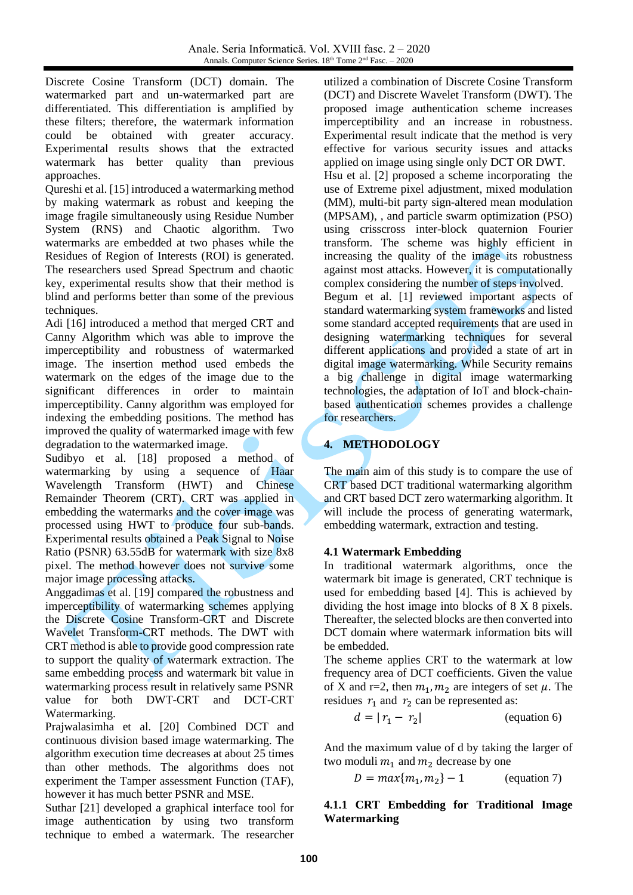Discrete Cosine Transform (DCT) domain. The watermarked part and un-watermarked part are differentiated. This differentiation is amplified by these filters; therefore, the watermark information could be obtained with greater accuracy. Experimental results shows that the extracted watermark has better quality than previous approaches.

Qureshi et al. [15] introduced a watermarking method by making watermark as robust and keeping the image fragile simultaneously using Residue Number System (RNS) and Chaotic algorithm. Two watermarks are embedded at two phases while the Residues of Region of Interests (ROI) is generated. The researchers used Spread Spectrum and chaotic key, experimental results show that their method is blind and performs better than some of the previous techniques.

Adi [16] introduced a method that merged CRT and Canny Algorithm which was able to improve the imperceptibility and robustness of watermarked image. The insertion method used embeds the watermark on the edges of the image due to the significant differences in order to maintain imperceptibility. Canny algorithm was employed for indexing the embedding positions. The method has improved the quality of watermarked image with few degradation to the watermarked image.

Sudibyo et al. [18] proposed a method of watermarking by using a sequence of Haar Wavelength Transform (HWT) and Chinese Remainder Theorem (CRT). CRT was applied in embedding the watermarks and the cover image was processed using HWT to produce four sub-bands. Experimental results obtained a Peak Signal to Noise Ratio (PSNR) 63.55dB for watermark with size 8x8 pixel. The method however does not survive some major image processing attacks.

Anggadimas et al. [19] compared the robustness and imperceptibility of watermarking schemes applying the Discrete Cosine Transform-CRT and Discrete Wavelet Transform-CRT methods. The DWT with CRT method is able to provide good compression rate to support the quality of watermark extraction. The same embedding process and watermark bit value in watermarking process result in relatively same PSNR value for both DWT-CRT and DCT-CRT Watermarking.

Prajwalasimha et al. [20] Combined DCT and continuous division based image watermarking. The algorithm execution time decreases at about 25 times than other methods. The algorithms does not experiment the Tamper assessment Function (TAF), however it has much better PSNR and MSE.

Suthar [21] developed a graphical interface tool for image authentication by using two transform technique to embed a watermark. The researcher utilized a combination of Discrete Cosine Transform (DCT) and Discrete Wavelet Transform (DWT). The proposed image authentication scheme increases imperceptibility and an increase in robustness. Experimental result indicate that the method is very effective for various security issues and attacks applied on image using single only DCT OR DWT.

Hsu et al. [2] proposed a scheme incorporating the use of Extreme pixel adjustment, mixed modulation (MM), multi-bit party sign-altered mean modulation (MPSAM), , and particle swarm optimization (PSO) using crisscross inter-block quaternion Fourier transform. The scheme was highly efficient in increasing the quality of the image its robustness against most attacks. However, it is computationally complex considering the number of steps involved.

Begum et al. [1] reviewed important aspects of standard watermarking system frameworks and listed some standard accepted requirements that are used in designing watermarking techniques for several different applications and provided a state of art in digital image watermarking. While Security remains a big challenge in digital image watermarking technologies, the adaptation of IoT and block-chain-based authentication schemes provides a challenge for researchers.

## 4. METHODOLOGY

The main aim of this study is to compare the use of CRT based DCT traditional watermarking algorithm and CRT based DCT zero watermarking algorithm. It will include the process of generating watermark, embedding watermark, extraction and testing.

### 4.1 Watermark Embedding

In traditional watermark algorithms, once the watermark bit image is generated, CRT technique is used for embedding based [4]. This is achieved by dividing the host image into blocks of 8 X 8 pixels. Thereafter, the selected blocks are then converted into DCT domain where watermark information bits will be embedded.

The scheme applies CRT to the watermark at low frequency area of DCT coefficients. Given the value of X and r=2, then $m_1, m_2$ are integers of set $\mu$. The residues $r_1$ and $r_2$ can be represented as:

$$d = |\, r_1 - r_2|\qquad \text{(equation 6)}$$

And the maximum value of d by taking the larger of two moduli $m_1$ and $m_2$ decrease by one

$$D = max\{m_1, m_2\} - 1\qquad \text{(equation 7)}$$

#### 4.1.1 CRT Embedding for Traditional Image Watermarking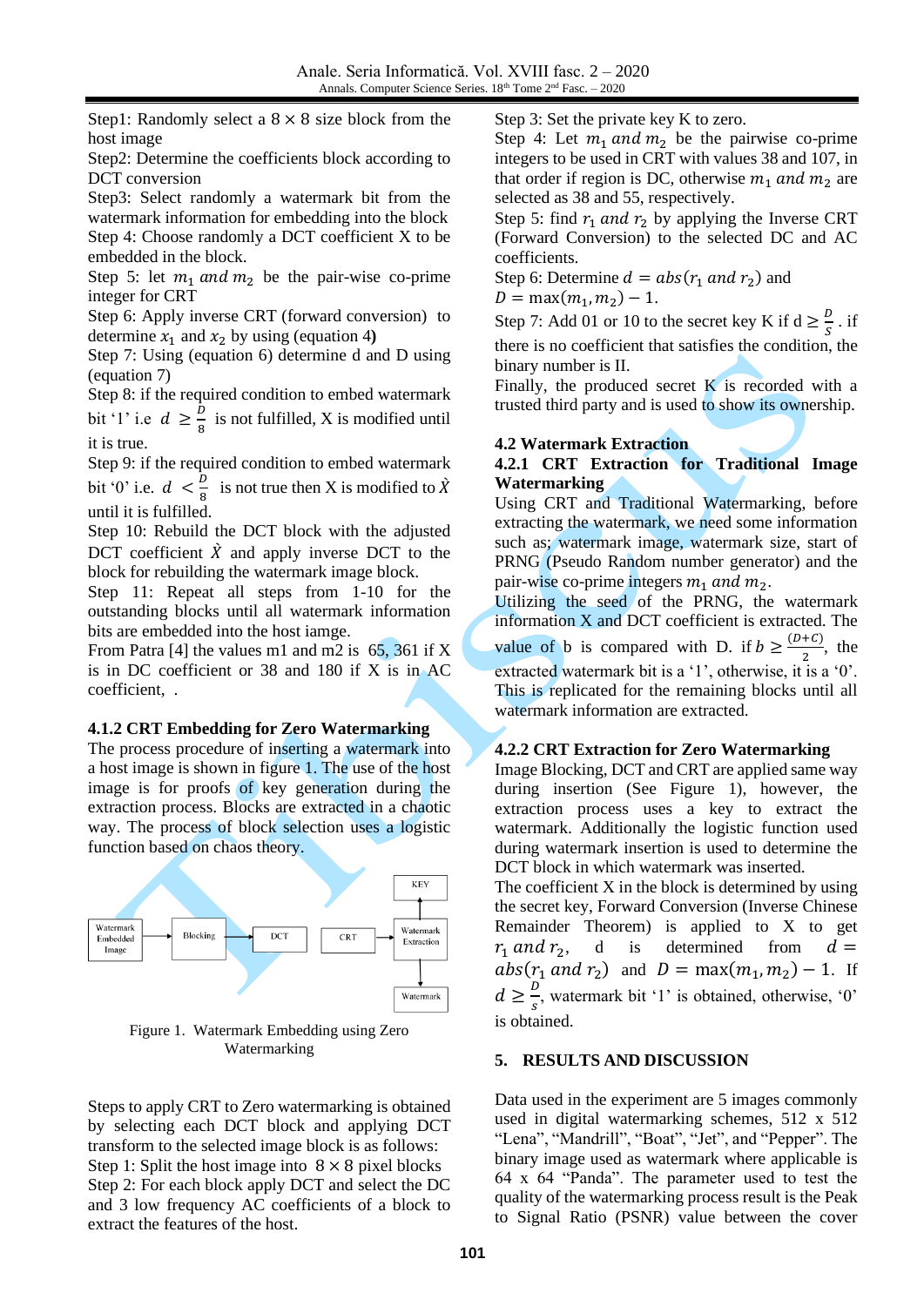Step1: Randomly select a $8 \times 8$ size block from the host image

Step2: Determine the coefficients block according to DCT conversion

Step3: Select randomly a watermark bit from the watermark information for embedding into the block

Step 4: Choose randomly a DCT coefficient X to be embedded in the block.

Step 5: let $m_1$ *and* $m_2$ be the pair-wise co-prime integer for CRT

Step 6: Apply inverse CRT (forward conversion) to determine $x_1$ and $x_2$ by using (equation **4)**

Step 7: Using (equation 6) determine d and D using (equation 7)

Step 8: if the required condition to embed watermark bit '1' i.e $d \geq \frac{D}{8}$ is not fulfilled, X is modified until it is true.

Step 9: if the required condition to embed watermark bit '0' i.e. $d < \frac{D}{8}$ is not true then X is modified to $\acute{X}$ until it is fulfilled.

Step 10: Rebuild the DCT block with the adjusted DCT coefficient $\acute{X}$ and apply inverse DCT to the block for rebuilding the watermark image block.

Step 11: Repeat all steps from 1-10 for the outstanding blocks until all watermark information bits are embedded into the host iamge.

From Patra [4] the values m1 and m2 is 65, 361 if X is in DC coefficient or 38 and 180 if X is in AC coefficient, .

### 4.1.2 CRT Embedding for Zero Watermarking

The process procedure of inserting a watermark into a host image is shown in figure 1. The use of the host image is for proofs of key generation during the extraction process. Blocks are extracted in a chaotic way. The process of block selection uses a logistic function based on chaos theory.

Watermark Embedded Image → Blocking → DCT → CRT → Watermark Extraction

KEY

Watermark

Figure 1. Watermark Embedding using Zero Watermarking

Steps to apply CRT to Zero watermarking is obtained by selecting each DCT block and applying DCT transform to the selected image block is as follows:

Step 1: Split the host image into $8 \times 8$ pixel blocks

Step 2: For each block apply DCT and select the DC and 3 low frequency AC coefficients of a block to extract the features of the host.

Step 3: Set the private key K to zero.

Step 4: Let $m_1$ *and* $m_2$ be the pairwise co-prime integers to be used in CRT with values 38 and 107, in that order if region is DC, otherwise $m_1$ *and* $m_2$ are selected as 38 and 55, respectively.

Step 5: find $r_1$ *and* $r_2$ by applying the Inverse CRT (Forward Conversion) to the selected DC and AC coefficients.

Step 6: Determine $d = abs(r_1 \; and \; r_2)$ and $D = \max(m_1, m_2) - 1$.

Step 7: Add 01 or 10 to the secret key K if $d \geq \frac{D}{S}$. if there is no coefficient that satisfies the condition, the binary number is II.

Finally, the produced secret K is recorded with a trusted third party and is used to show its ownership.

## 4.2 Watermark Extraction

### 4.2.1 CRT Extraction for Traditional Image Watermarking

Using CRT and Traditional Watermarking, before extracting the watermark, we need some information such as; watermark image, watermark size, start of PRNG (Pseudo Random number generator) and the pair-wise co-prime integers $m_1$ *and* $m_2$.

Utilizing the seed of the PRNG, the watermark information X and DCT coefficient is extracted. The value of b is compared with D. if $b \geq \frac{(D+C)}{2}$, the extracted watermark bit is a '1', otherwise, it is a '0'. This is replicated for the remaining blocks until all watermark information are extracted.

### 4.2.2 CRT Extraction for Zero Watermarking

Image Blocking, DCT and CRT are applied same way during insertion (See Figure 1), however, the extraction process uses a key to extract the watermark. Additionally the logistic function used during watermark insertion is used to determine the DCT block in which watermark was inserted.

The coefficient X in the block is determined by using the secret key, Forward Conversion (Inverse Chinese Remainder Theorem) is applied to X to get $r_1$ *and* $r_2$, d is determined from $d = abs(r_1 \; and \; r_2)$ and $D = \max(m_1, m_2) - 1$. If $d \geq \frac{D}{S}$, watermark bit '1' is obtained, otherwise, '0' is obtained.

## 5. RESULTS AND DISCUSSION

Data used in the experiment are 5 images commonly used in digital watermarking schemes, 512 x 512 "Lena", "Mandrill", "Boat", "Jet", and "Pepper". The binary image used as watermark where applicable is 64 x 64 "Panda". The parameter used to test the quality of the watermarking process result is the Peak to Signal Ratio (PSNR) value between the cover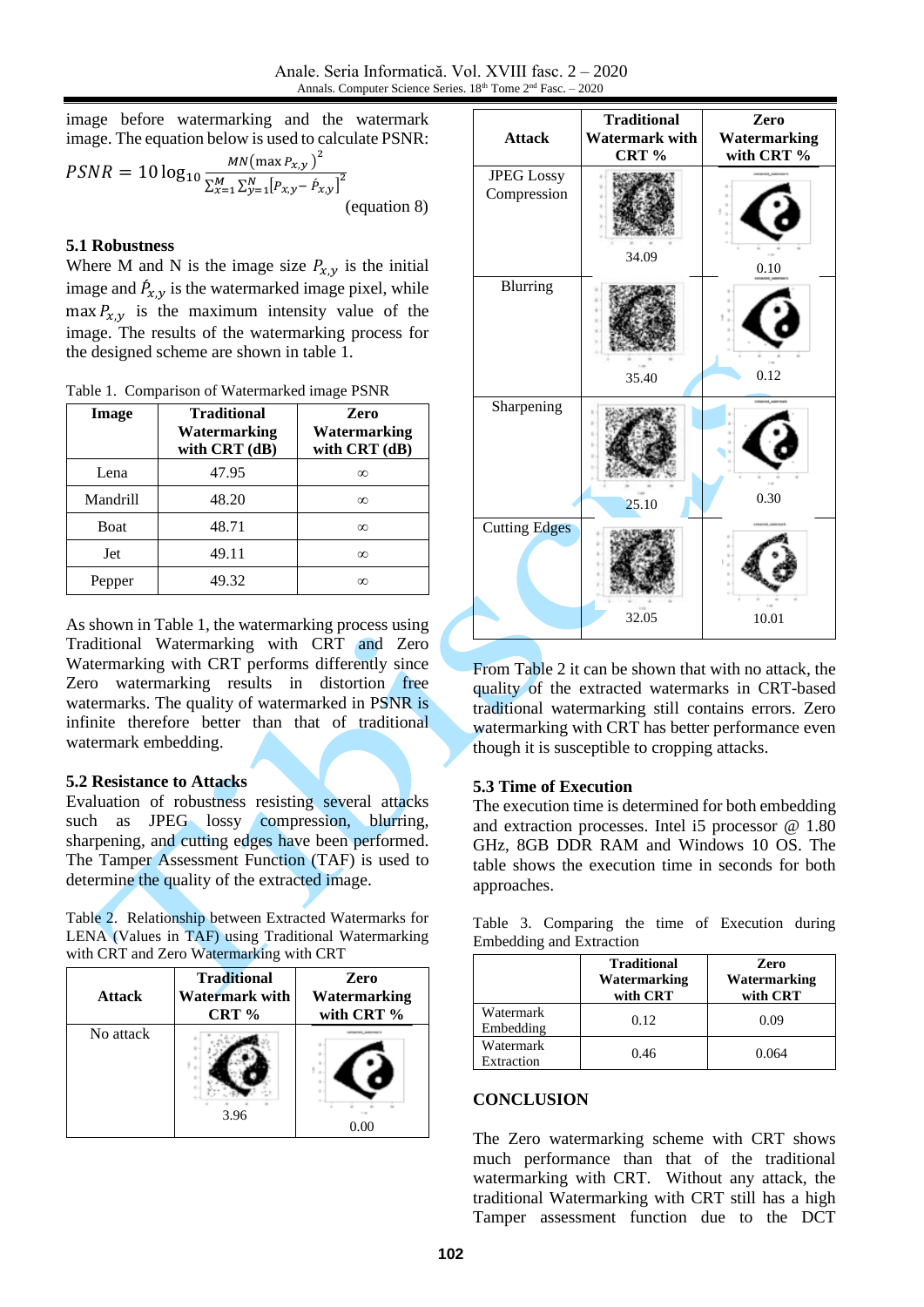image before watermarking and the watermark image. The equation below is used to calculate PSNR:

$$PSNR = 10\log_{10}\frac{MN(\max P_{x,y})^2}{\sum_{x=1}^{M}\sum_{y=1}^{N}[P_{x,y}-\acute{P}_{x,y}]^2}$$

(equation 8)

### 5.1 Robustness

Where M and N is the image size $P_{x,y}$ is the initial image and $\acute{P}_{x,y}$ is the watermarked image pixel, while $\max P_{x,y}$ is the maximum intensity value of the image. The results of the watermarking process for the designed scheme are shown in table 1.

Table 1. Comparison of Watermarked image PSNR

| Image | Traditional Watermarking with CRT (dB) | Zero Watermarking with CRT (dB) |
|---|---|---|
| Lena | 47.95 | ∞ |
| Mandrill | 48.20 | ∞ |
| Boat | 48.71 | ∞ |
| Jet | 49.11 | ∞ |
| Pepper | 49.32 | ∞ |

As shown in Table 1, the watermarking process using Traditional Watermarking with CRT and Zero Watermarking with CRT performs differently since Zero watermarking results in distortion free watermarks. The quality of watermarked in PSNR is infinite therefore better than that of traditional watermark embedding.

### 5.2 Resistance to Attacks

Evaluation of robustness resisting several attacks such as JPEG lossy compression, blurring, sharpening, and cutting edges have been performed. The Tamper Assessment Function (TAF) is used to determine the quality of the extracted image.

Table 2. Relationship between Extracted Watermarks for LENA (Values in TAF) using Traditional Watermarking with CRT and Zero Watermarking with CRT

| Attack | Traditional Watermark with CRT % | Zero Watermarking with CRT % |
|---|---|---|
| No attack | 3.96 | 0.00 |
| JPEG Lossy Compression | 34.09 | 0.10 |
| Blurring | 35.40 | 0.12 |
| Sharpening | 25.10 | 0.30 |
| Cutting Edges | 32.05 | 10.01 |

From Table 2 it can be shown that with no attack, the quality of the extracted watermarks in CRT-based traditional watermarking still contains errors. Zero watermarking with CRT has better performance even though it is susceptible to cropping attacks.

### 5.3 Time of Execution

The execution time is determined for both embedding and extraction processes. Intel i5 processor @ 1.80 GHz, 8GB DDR RAM and Windows 10 OS. The table shows the execution time in seconds for both approaches.

Table 3. Comparing the time of Execution during Embedding and Extraction

| | Traditional Watermarking with CRT | Zero Watermarking with CRT |
|---|---|---|
| Watermark Embedding | 0.12 | 0.09 |
| Watermark Extraction | 0.46 | 0.064 |

## CONCLUSION

The Zero watermarking scheme with CRT shows much performance than that of the traditional watermarking with CRT. Without any attack, the traditional Watermarking with CRT still has a high Tamper assessment function due to the DCT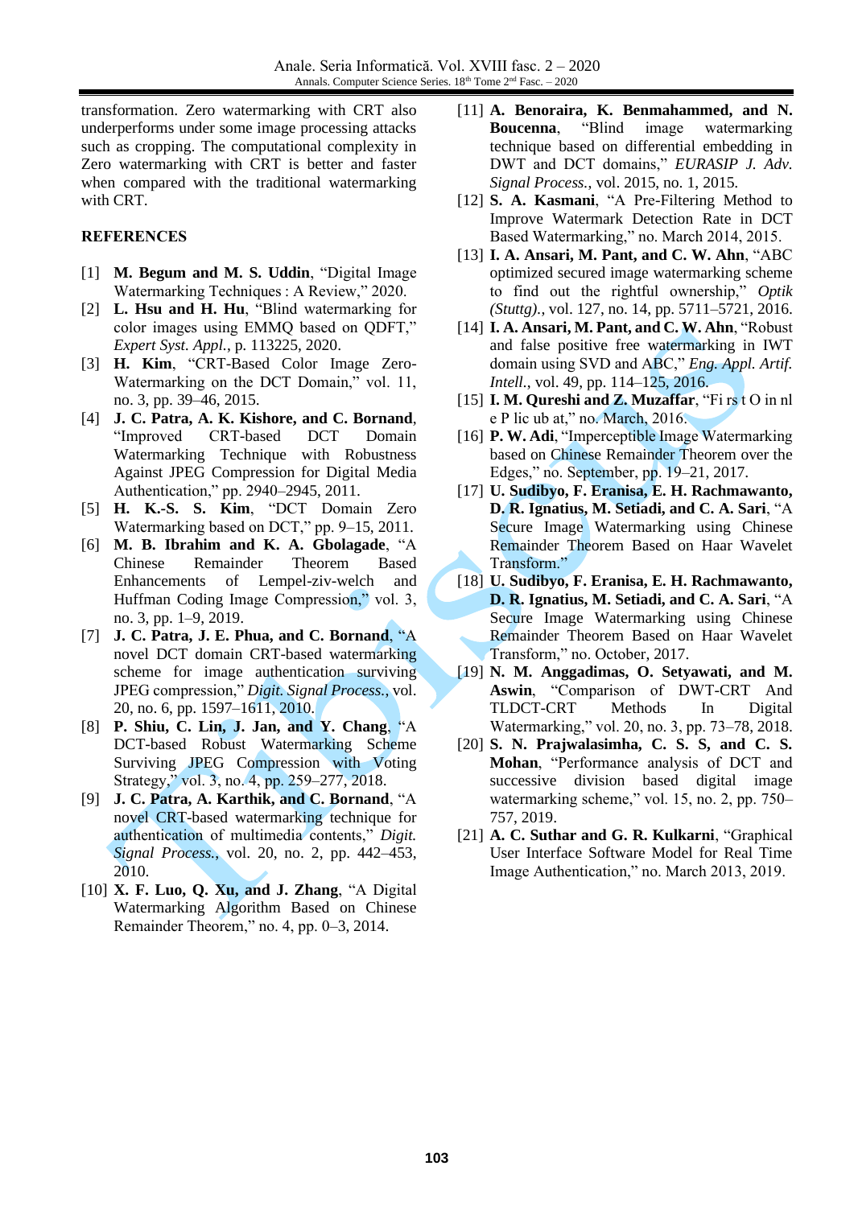transformation. Zero watermarking with CRT also underperforms under some image processing attacks such as cropping. The computational complexity in Zero watermarking with CRT is better and faster when compared with the traditional watermarking with CRT.

## REFERENCES

[1] **M. Begum and M. S. Uddin**, "Digital Image Watermarking Techniques : A Review," 2020.

[2] **L. Hsu and H. Hu**, "Blind watermarking for color images using EMMQ based on QDFT," *Expert Syst. Appl.*, p. 113225, 2020.

[3] **H. Kim**, "CRT-Based Color Image Zero-Watermarking on the DCT Domain," vol. 11, no. 3, pp. 39–46, 2015.

[4] **J. C. Patra, A. K. Kishore, and C. Bornand**, "Improved CRT-based DCT Domain Watermarking Technique with Robustness Against JPEG Compression for Digital Media Authentication," pp. 2940–2945, 2011.

[5] **H. K.-S. S. Kim**, "DCT Domain Zero Watermarking based on DCT," pp. 9–15, 2011.

[6] **M. B. Ibrahim and K. A. Gbolagade**, "A Chinese Remainder Theorem Based Enhancements of Lempel-ziv-welch and Huffman Coding Image Compression," vol. 3, no. 3, pp. 1–9, 2019.

[7] **J. C. Patra, J. E. Phua, and C. Bornand**, "A novel DCT domain CRT-based watermarking scheme for image authentication surviving JPEG compression," *Digit. Signal Process.*, vol. 20, no. 6, pp. 1597–1611, 2010.

[8] **P. Shiu, C. Lin, J. Jan, and Y. Chang**, "A DCT-based Robust Watermarking Scheme Surviving JPEG Compression with Voting Strategy," vol. 3, no. 4, pp. 259–277, 2018.

[9] **J. C. Patra, A. Karthik, and C. Bornand**, "A novel CRT-based watermarking technique for authentication of multimedia contents," *Digit. Signal Process.*, vol. 20, no. 2, pp. 442–453, 2010.

[10] **X. F. Luo, Q. Xu, and J. Zhang**, "A Digital Watermarking Algorithm Based on Chinese Remainder Theorem," no. 4, pp. 0–3, 2014.

[11] **A. Benoraira, K. Benmahammed, and N. Boucenna**, "Blind image watermarking technique based on differential embedding in DWT and DCT domains," *EURASIP J. Adv. Signal Process.*, vol. 2015, no. 1, 2015.

[12] **S. A. Kasmani**, "A Pre-Filtering Method to Improve Watermark Detection Rate in DCT Based Watermarking," no. March 2014, 2015.

[13] **I. A. Ansari, M. Pant, and C. W. Ahn**, "ABC optimized secured image watermarking scheme to find out the rightful ownership," *Optik (Stuttg).*, vol. 127, no. 14, pp. 5711–5721, 2016.

[14] **I. A. Ansari, M. Pant, and C. W. Ahn**, "Robust and false positive free watermarking in IWT domain using SVD and ABC," *Eng. Appl. Artif. Intell.*, vol. 49, pp. 114–125, 2016.

[15] **I. M. Qureshi and Z. Muzaffar**, "Fi rs t O in nl e P lic ub at," no. March, 2016.

[16] **P. W. Adi**, "Imperceptible Image Watermarking based on Chinese Remainder Theorem over the Edges," no. September, pp. 19–21, 2017.

[17] **U. Sudibyo, F. Eranisa, E. H. Rachmawanto, D. R. Ignatius, M. Setiadi, and C. A. Sari**, "A Secure Image Watermarking using Chinese Remainder Theorem Based on Haar Wavelet Transform."

[18] **U. Sudibyo, F. Eranisa, E. H. Rachmawanto, D. R. Ignatius, M. Setiadi, and C. A. Sari**, "A Secure Image Watermarking using Chinese Remainder Theorem Based on Haar Wavelet Transform," no. October, 2017.

[19] **N. M. Anggadimas, O. Setyawati, and M. Aswin**, "Comparison of DWT-CRT And TLDCT-CRT Methods In Digital Watermarking," vol. 20, no. 3, pp. 73–78, 2018.

[20] **S. N. Prajwalasimha, C. S. S, and C. S. Mohan**, "Performance analysis of DCT and successive division based digital image watermarking scheme," vol. 15, no. 2, pp. 750–757, 2019.

[21] **A. C. Suthar and G. R. Kulkarni**, "Graphical User Interface Software Model for Real Time Image Authentication," no. March 2013, 2019.